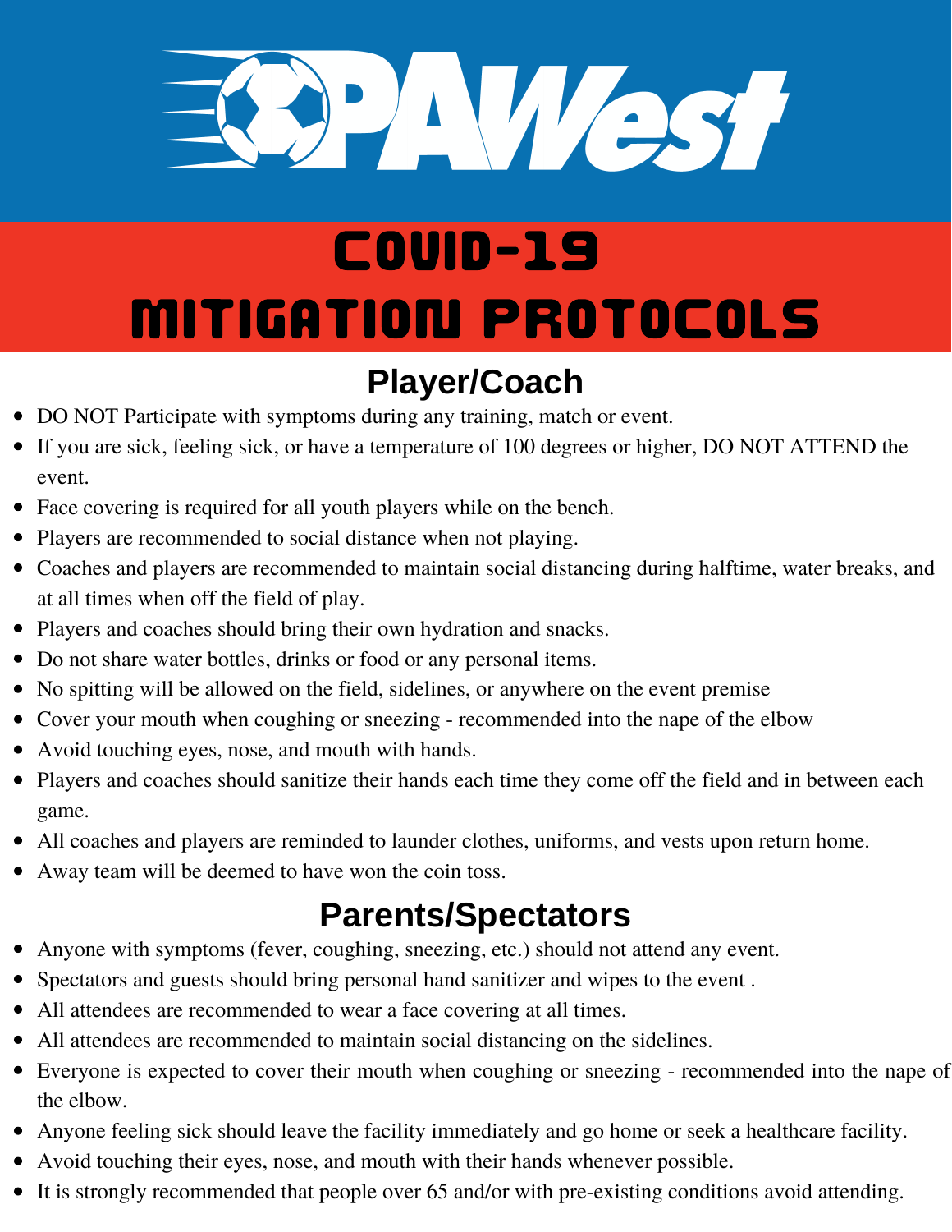# PAWest

# COVID-19 MITIGATION PROTOCOLS

## Player/Coach

- DO NOT Participate with symptoms during any training, match or event.
- If you are sick, feeling sick, or have a temperature of 100 degrees or higher, DO NOT ATTEND the event.
- Face covering is required for all youth players while on the bench.
- Players are recommended to social distance when not playing.
- Coaches and players are recommended to maintain social distancing during halftime, water breaks, and at all times when off the field of play.
- Players and coaches should bring their own hydration and snacks.
- Do not share water bottles, drinks or food or any personal items.
- No spitting will be allowed on the field, sidelines, or anywhere on the event premise
- Cover your mouth when coughing or sneezing - recommended into the nape of the elbow
- Avoid touching eyes, nose, and mouth with hands.
- Players and coaches should sanitize their hands each time they come off the field and in between each game.
- All coaches and players are reminded to launder clothes, uniforms, and vests upon return home.
- Away team will be deemed to have won the coin toss.

## Parents/Spectators

- Anyone with symptoms (fever, coughing, sneezing, etc.) should not attend any event.
- Spectators and guests should bring personal hand sanitizer and wipes to the event .
- All attendees are recommended to wear a face covering at all times.
- All attendees are recommended to maintain social distancing on the sidelines.
- Everyone is expected to cover their mouth when coughing or sneezing - recommended into the nape of the elbow.
- Anyone feeling sick should leave the facility immediately and go home or seek a healthcare facility.
- Avoid touching their eyes, nose, and mouth with their hands whenever possible.
- It is strongly recommended that people over 65 and/or with pre-existing conditions avoid attending.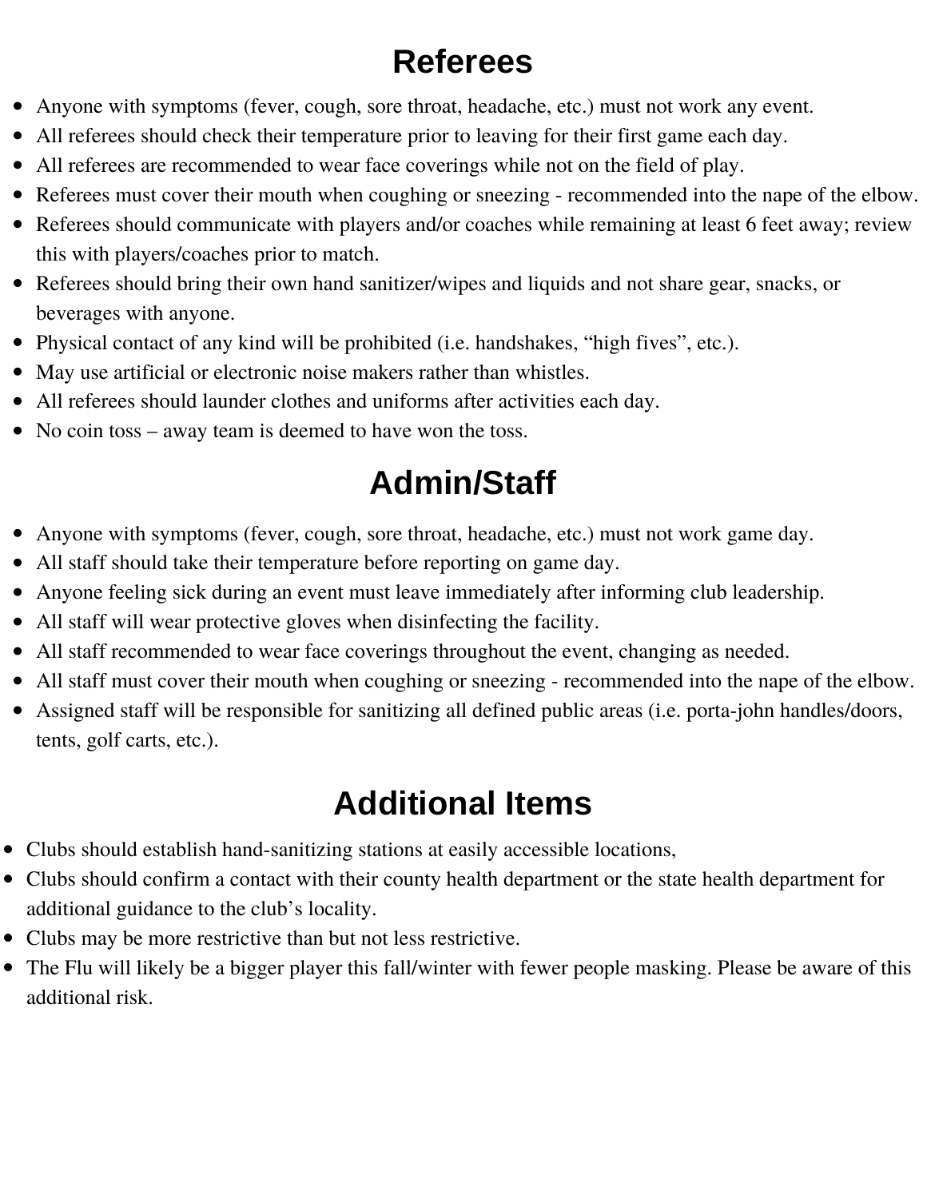## Referees

- Anyone with symptoms (fever, cough, sore throat, headache, etc.) must not work any event.
- All referees should check their temperature prior to leaving for their first game each day.
- All referees are recommended to wear face coverings while not on the field of play.
- Referees must cover their mouth when coughing or sneezing - recommended into the nape of the elbow.
- Referees should communicate with players and/or coaches while remaining at least 6 feet away; review this with players/coaches prior to match.
- Referees should bring their own hand sanitizer/wipes and liquids and not share gear, snacks, or beverages with anyone.
- Physical contact of any kind will be prohibited (i.e. handshakes, "high fives", etc.).
- May use artificial or electronic noise makers rather than whistles.
- All referees should launder clothes and uniforms after activities each day.
- No coin toss – away team is deemed to have won the toss.

## Admin/Staff

- Anyone with symptoms (fever, cough, sore throat, headache, etc.) must not work game day.
- All staff should take their temperature before reporting on game day.
- Anyone feeling sick during an event must leave immediately after informing club leadership.
- All staff will wear protective gloves when disinfecting the facility.
- All staff recommended to wear face coverings throughout the event, changing as needed.
- All staff must cover their mouth when coughing or sneezing - recommended into the nape of the elbow.
- Assigned staff will be responsible for sanitizing all defined public areas (i.e. porta-john handles/doors, tents, golf carts, etc.).

## Additional Items

- Clubs should establish hand-sanitizing stations at easily accessible locations,
- Clubs should confirm a contact with their county health department or the state health department for additional guidance to the club's locality.
- Clubs may be more restrictive than but not less restrictive.
- The Flu will likely be a bigger player this fall/winter with fewer people masking. Please be aware of this additional risk.